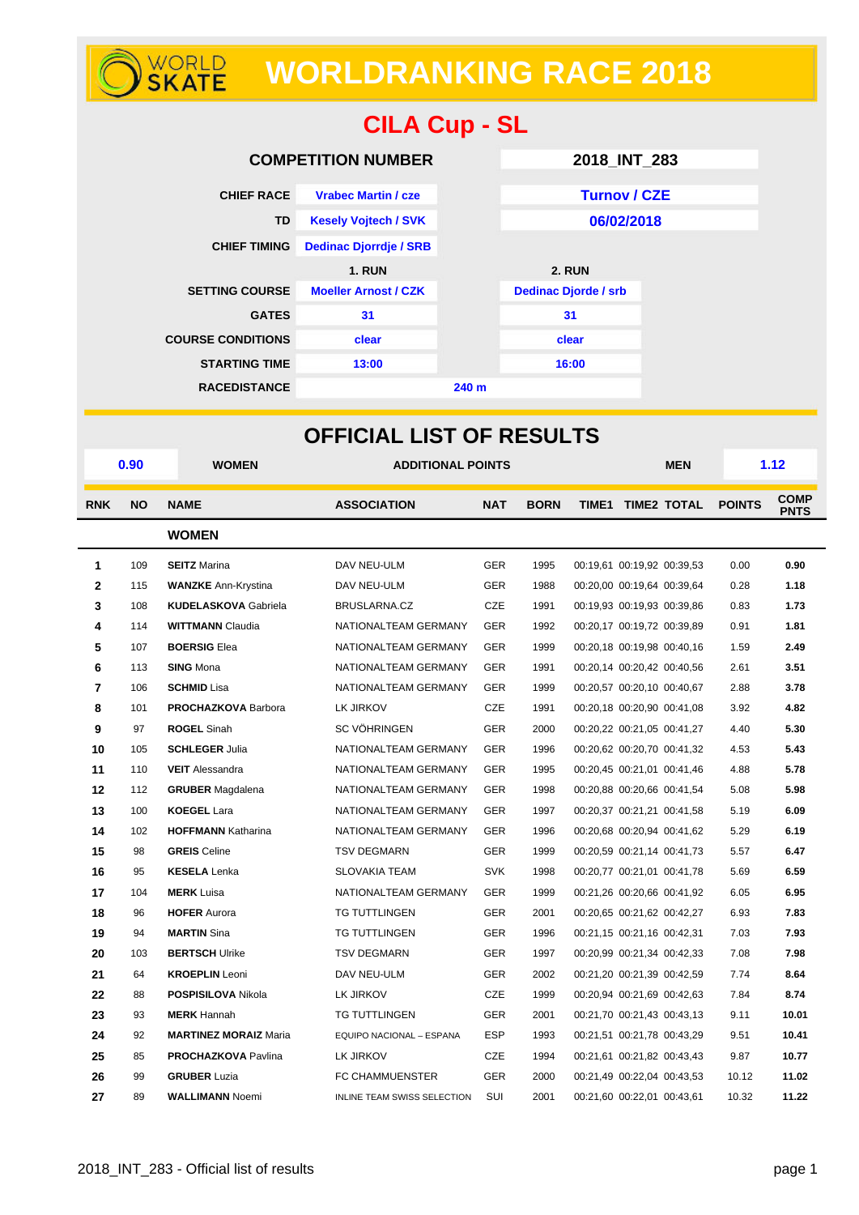# WORLD SKATE WORLDRANKING RACE 2018

## CILA Cup - SL

| | | | |
|---|---|---|---|
| **COMPETITION NUMBER** | | **2018_INT_283** | |
| **CHIEF RACE** | Vrabec Martin / cze | Turnov / CZE | |
| **TD** | Kesely Vojtech / SVK | 06/02/2018 | |
| **CHIEF TIMING** | Dedinac Djorrdje / SRB | | |
| | **1. RUN** | **2. RUN** | |
| **SETTING COURSE** | Moeller Arnost / CZK | Dedinac Djorde / srb | |
| **GATES** | 31 | 31 | |
| **COURSE CONDITIONS** | clear | clear | |
| **STARTING TIME** | 13:00 | 16:00 | |
| **RACEDISTANCE** | 240 m | | |

## OFFICIAL LIST OF RESULTS

| 0.90 | WOMEN | ADDITIONAL POINTS | MEN | 1.12 |
|---|---|---|---|---|

| RNK | NO | NAME | ASSOCIATION | NAT | BORN | TIME1 | TIME2 | TOTAL | POINTS | COMP PNTS |
|---|---|---|---|---|---|---|---|---|---|---|
| | | **WOMEN** | | | | | | | | |
| 1 | 109 | **SEITZ** Marina | DAV NEU-ULM | GER | 1995 | 00:19,61 | 00:19,92 | 00:39,53 | 0.00 | 0.90 |
| 2 | 115 | **WANZKE** Ann-Krystina | DAV NEU-ULM | GER | 1988 | 00:20,00 | 00:19,64 | 00:39,64 | 0.28 | 1.18 |
| 3 | 108 | **KUDELASKOVA** Gabriela | BRUSLARNA.CZ | CZE | 1991 | 00:19,93 | 00:19,93 | 00:39,86 | 0.83 | 1.73 |
| 4 | 114 | **WITTMANN** Claudia | NATIONALTEAM GERMANY | GER | 1992 | 00:20,17 | 00:19,72 | 00:39,89 | 0.91 | 1.81 |
| 5 | 107 | **BOERSIG** Elea | NATIONALTEAM GERMANY | GER | 1999 | 00:20,18 | 00:19,98 | 00:40,16 | 1.59 | 2.49 |
| 6 | 113 | **SING** Mona | NATIONALTEAM GERMANY | GER | 1991 | 00:20,14 | 00:20,42 | 00:40,56 | 2.61 | 3.51 |
| 7 | 106 | **SCHMID** Lisa | NATIONALTEAM GERMANY | GER | 1999 | 00:20,57 | 00:20,10 | 00:40,67 | 2.88 | 3.78 |
| 8 | 101 | **PROCHAZKOVA** Barbora | LK JIRKOV | CZE | 1991 | 00:20,18 | 00:20,90 | 00:41,08 | 3.92 | 4.82 |
| 9 | 97 | **ROGEL** Sinah | SC VÖHRINGEN | GER | 2000 | 00:20,22 | 00:21,05 | 00:41,27 | 4.40 | 5.30 |
| 10 | 105 | **SCHLEGER** Julia | NATIONALTEAM GERMANY | GER | 1996 | 00:20,62 | 00:20,70 | 00:41,32 | 4.53 | 5.43 |
| 11 | 110 | **VEIT** Alessandra | NATIONALTEAM GERMANY | GER | 1995 | 00:20,45 | 00:21,01 | 00:41,46 | 4.88 | 5.78 |
| 12 | 112 | **GRUBER** Magdalena | NATIONALTEAM GERMANY | GER | 1998 | 00:20,88 | 00:20,66 | 00:41,54 | 5.08 | 5.98 |
| 13 | 100 | **KOEGEL** Lara | NATIONALTEAM GERMANY | GER | 1997 | 00:20,37 | 00:21,21 | 00:41,58 | 5.19 | 6.09 |
| 14 | 102 | **HOFFMANN** Katharina | NATIONALTEAM GERMANY | GER | 1996 | 00:20,68 | 00:20,94 | 00:41,62 | 5.29 | 6.19 |
| 15 | 98 | **GREIS** Celine | TSV DEGMARN | GER | 1999 | 00:20,59 | 00:21,14 | 00:41,73 | 5.57 | 6.47 |
| 16 | 95 | **KESELA** Lenka | SLOVAKIA TEAM | SVK | 1998 | 00:20,77 | 00:21,01 | 00:41,78 | 5.69 | 6.59 |
| 17 | 104 | **MERK** Luisa | NATIONALTEAM GERMANY | GER | 1999 | 00:21,26 | 00:20,66 | 00:41,92 | 6.05 | 6.95 |
| 18 | 96 | **HOFER** Aurora | TG TUTTLINGEN | GER | 2001 | 00:20,65 | 00:21,62 | 00:42,27 | 6.93 | 7.83 |
| 19 | 94 | **MARTIN** Sina | TG TUTTLINGEN | GER | 1996 | 00:21,15 | 00:21,16 | 00:42,31 | 7.03 | 7.93 |
| 20 | 103 | **BERTSCH** Ulrike | TSV DEGMARN | GER | 1997 | 00:20,99 | 00:21,34 | 00:42,33 | 7.08 | 7.98 |
| 21 | 64 | **KROEPLIN** Leoni | DAV NEU-ULM | GER | 2002 | 00:21,20 | 00:21,39 | 00:42,59 | 7.74 | 8.64 |
| 22 | 88 | **POSPISILOVA** Nikola | LK JIRKOV | CZE | 1999 | 00:20,94 | 00:21,69 | 00:42,63 | 7.84 | 8.74 |
| 23 | 93 | **MERK** Hannah | TG TUTTLINGEN | GER | 2001 | 00:21,70 | 00:21,43 | 00:43,13 | 9.11 | 10.01 |
| 24 | 92 | **MARTINEZ MORAIZ** Maria | EQUIPO NACIONAL – ESPANA | ESP | 1993 | 00:21,51 | 00:21,78 | 00:43,29 | 9.51 | 10.41 |
| 25 | 85 | **PROCHAZKOVA** Pavlina | LK JIRKOV | CZE | 1994 | 00:21,61 | 00:21,82 | 00:43,43 | 9.87 | 10.77 |
| 26 | 99 | **GRUBER** Luzia | FC CHAMMUENSTER | GER | 2000 | 00:21,49 | 00:22,04 | 00:43,53 | 10.12 | 11.02 |
| 27 | 89 | **WALLIMANN** Noemi | INLINE TEAM SWISS SELECTION | SUI | 2001 | 00:21,60 | 00:22,01 | 00:43,61 | 10.32 | 11.22 |

2018_INT_283 - Official list of results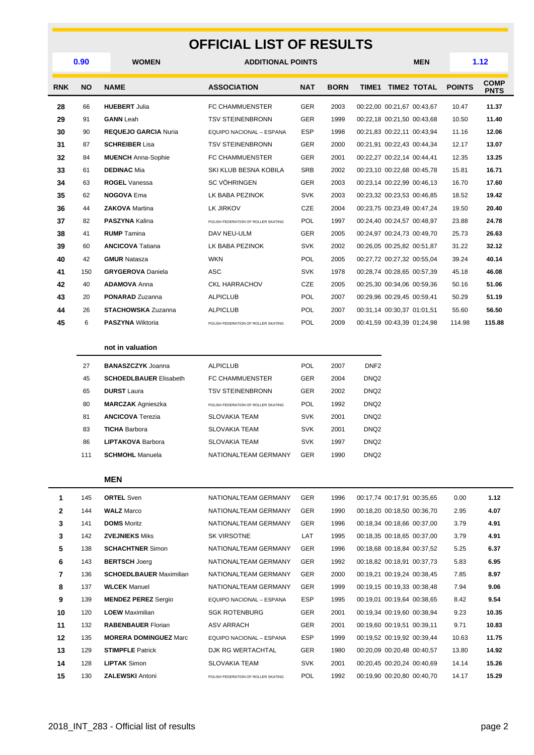# OFFICIAL LIST OF RESULTS

| 0.90 | WOMEN | ADDITIONAL POINTS | MEN | 1.12 |
|---|---|---|---|---|

| RNK | NO | NAME | ASSOCIATION | NAT | BORN | TIME1 | TIME2 | TOTAL | POINTS | COMP PNTS |
|---|---|---|---|---|---|---|---|---|---|---|
| 28 | 66 | **HUEBERT** Julia | FC CHAMMUENSTER | GER | 2003 | 00:22,00 | 00:21,67 | 00:43,67 | 10.47 | **11.37** |
| 29 | 91 | **GANN** Leah | TSV STEINENBRONN | GER | 1999 | 00:22,18 | 00:21,50 | 00:43,68 | 10.50 | **11.40** |
| 30 | 90 | **REQUEJO GARCIA** Nuria | EQUIPO NACIONAL – ESPANA | ESP | 1998 | 00:21,83 | 00:22,11 | 00:43,94 | 11.16 | **12.06** |
| 31 | 87 | **SCHREIBER** Lisa | TSV STEINENBRONN | GER | 2000 | 00:21,91 | 00:22,43 | 00:44,34 | 12.17 | **13.07** |
| 32 | 84 | **MUENCH** Anna-Sophie | FC CHAMMUENSTER | GER | 2001 | 00:22,27 | 00:22,14 | 00:44,41 | 12.35 | **13.25** |
| 33 | 61 | **DEDINAC** Mia | SKI KLUB BESNA KOBILA | SRB | 2002 | 00:23,10 | 00:22,68 | 00:45,78 | 15.81 | **16.71** |
| 34 | 63 | **ROGEL** Vanessa | SC VÖHRINGEN | GER | 2003 | 00:23,14 | 00:22,99 | 00:46,13 | 16.70 | **17.60** |
| 35 | 62 | **NOGOVA** Ema | LK BABA PEZINOK | SVK | 2003 | 00:23,32 | 00:23,53 | 00:46,85 | 18.52 | **19.42** |
| 36 | 44 | **ZAKOVA** Martina | LK JIRKOV | CZE | 2004 | 00:23,75 | 00:23,49 | 00:47,24 | 19.50 | **20.40** |
| 37 | 82 | **PASZYNA** Kalina | POLISH FEDERATION OF ROLLER SKATING | POL | 1997 | 00:24,40 | 00:24,57 | 00:48,97 | 23.88 | **24.78** |
| 38 | 41 | **RUMP** Tamina | DAV NEU-ULM | GER | 2005 | 00:24,97 | 00:24,73 | 00:49,70 | 25.73 | **26.63** |
| 39 | 60 | **ANCICOVA** Tatiana | LK BABA PEZINOK | SVK | 2002 | 00:26,05 | 00:25,82 | 00:51,87 | 31.22 | **32.12** |
| 40 | 42 | **GMUR** Natasza | WKN | POL | 2005 | 00:27,72 | 00:27,32 | 00:55,04 | 39.24 | **40.14** |
| 41 | 150 | **GRYGEROVA** Daniela | ASC | SVK | 1978 | 00:28,74 | 00:28,65 | 00:57,39 | 45.18 | **46.08** |
| 42 | 40 | **ADAMOVA** Anna | CKL HARRACHOV | CZE | 2005 | 00:25,30 | 00:34,06 | 00:59,36 | 50.16 | **51.06** |
| 43 | 20 | **PONARAD** Zuzanna | ALPICLUB | POL | 2007 | 00:29,96 | 00:29,45 | 00:59,41 | 50.29 | **51.19** |
| 44 | 26 | **STACHOWSKA** Zuzanna | ALPICLUB | POL | 2007 | 00:31,14 | 00:30,37 | 01:01,51 | 55.60 | **56.50** |
| 45 | 6 | **PASZYNA** Wiktoria | POLISH FEDERATION OF ROLLER SKATING | POL | 2009 | 00:41,59 | 00:43,39 | 01:24,98 | 114.98 | **115.88** |

**not in valuation**

| NO | NAME | ASSOCIATION | NAT | BORN | STATUS |
|---|---|---|---|---|---|
| 27 | **BANASZCZYK** Joanna | ALPICLUB | POL | 2007 | DNF2 |
| 45 | **SCHOEDLBAUER** Elisabeth | FC CHAMMUENSTER | GER | 2004 | DNQ2 |
| 65 | **DURST** Laura | TSV STEINENBRONN | GER | 2002 | DNQ2 |
| 80 | **MARCZAK** Agnieszka | POLISH FEDERATION OF ROLLER SKATING | POL | 1992 | DNQ2 |
| 81 | **ANCICOVA** Terezia | SLOVAKIA TEAM | SVK | 2001 | DNQ2 |
| 83 | **TICHA** Barbora | SLOVAKIA TEAM | SVK | 2001 | DNQ2 |
| 86 | **LIPTAKOVA** Barbora | SLOVAKIA TEAM | SVK | 1997 | DNQ2 |
| 111 | **SCHMOHL** Manuela | NATIONALTEAM GERMANY | GER | 1990 | DNQ2 |

**MEN**

| RNK | NO | NAME | ASSOCIATION | NAT | BORN | TIME1 | TIME2 | TOTAL | POINTS | COMP PNTS |
|---|---|---|---|---|---|---|---|---|---|---|
| 1 | 145 | **ORTEL** Sven | NATIONALTEAM GERMANY | GER | 1996 | 00:17,74 | 00:17,91 | 00:35,65 | 0.00 | **1.12** |
| 2 | 144 | **WALZ** Marco | NATIONALTEAM GERMANY | GER | 1990 | 00:18,20 | 00:18,50 | 00:36,70 | 2.95 | **4.07** |
| 3 | 141 | **DOMS** Moritz | NATIONALTEAM GERMANY | GER | 1996 | 00:18,34 | 00:18,66 | 00:37,00 | 3.79 | **4.91** |
| 3 | 142 | **ZVEJNIEKS** Miks | SK VIRSOTNE | LAT | 1995 | 00:18,35 | 00:18,65 | 00:37,00 | 3.79 | **4.91** |
| 5 | 138 | **SCHACHTNER** Simon | NATIONALTEAM GERMANY | GER | 1996 | 00:18,68 | 00:18,84 | 00:37,52 | 5.25 | **6.37** |
| 6 | 143 | **BERTSCH** Joerg | NATIONALTEAM GERMANY | GER | 1992 | 00:18,82 | 00:18,91 | 00:37,73 | 5.83 | **6.95** |
| 7 | 136 | **SCHOEDLBAUER** Maximilian | NATIONALTEAM GERMANY | GER | 2000 | 00:19,21 | 00:19,24 | 00:38,45 | 7.85 | **8.97** |
| 8 | 137 | **WLCEK** Manuel | NATIONALTEAM GERMANY | GER | 1999 | 00:19,15 | 00:19,33 | 00:38,48 | 7.94 | **9.06** |
| 9 | 139 | **MENDEZ PEREZ** Sergio | EQUIPO NACIONAL – ESPANA | ESP | 1995 | 00:19,01 | 00:19,64 | 00:38,65 | 8.42 | **9.54** |
| 10 | 120 | **LOEW** Maximilian | SGK ROTENBURG | GER | 2001 | 00:19,34 | 00:19,60 | 00:38,94 | 9.23 | **10.35** |
| 11 | 132 | **RABENBAUER** Florian | ASV ARRACH | GER | 2001 | 00:19,60 | 00:19,51 | 00:39,11 | 9.71 | **10.83** |
| 12 | 135 | **MORERA DOMINGUEZ** Marc | EQUIPO NACIONAL – ESPANA | ESP | 1999 | 00:19,52 | 00:19,92 | 00:39,44 | 10.63 | **11.75** |
| 13 | 129 | **STIMPFLE** Patrick | DJK RG WERTACHTAL | GER | 1980 | 00:20,09 | 00:20,48 | 00:40,57 | 13.80 | **14.92** |
| 14 | 128 | **LIPTAK** Simon | SLOVAKIA TEAM | SVK | 2001 | 00:20,45 | 00:20,24 | 00:40,69 | 14.14 | **15.26** |
| 15 | 130 | **ZALEWSKI** Antoni | POLISH FEDERATION OF ROLLER SKATING | POL | 1992 | 00:19,90 | 00:20,80 | 00:40,70 | 14.17 | **15.29** |

2018_INT_283 - Official list of results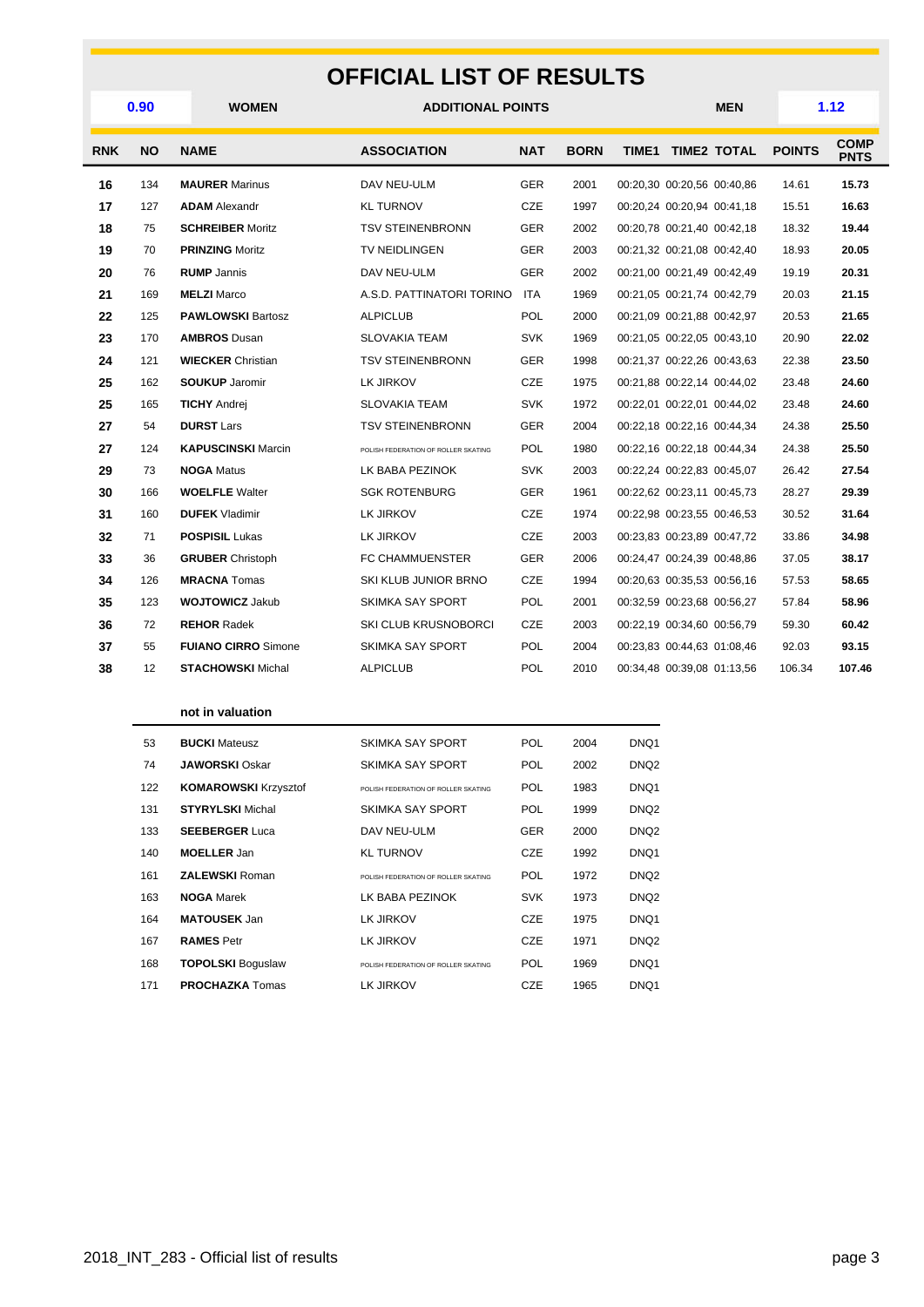# OFFICIAL LIST OF RESULTS

| 0.90 | WOMEN | ADDITIONAL POINTS | MEN | 1.12 |
|---|---|---|---|---|

| RNK | NO | NAME | ASSOCIATION | NAT | BORN | TIME1 | TIME2 | TOTAL | POINTS | COMP PNTS |
|---|---|---|---|---|---|---|---|---|---|---|
| 16 | 134 | **MAURER** Marinus | DAV NEU-ULM | GER | 2001 | 00:20,30 | 00:20,56 | 00:40,86 | 14.61 | **15.73** |
| 17 | 127 | **ADAM** Alexandr | KL TURNOV | CZE | 1997 | 00:20,24 | 00:20,94 | 00:41,18 | 15.51 | **16.63** |
| 18 | 75 | **SCHREIBER** Moritz | TSV STEINENBRONN | GER | 2002 | 00:20,78 | 00:21,40 | 00:42,18 | 18.32 | **19.44** |
| 19 | 70 | **PRINZING** Moritz | TV NEIDLINGEN | GER | 2003 | 00:21,32 | 00:21,08 | 00:42,40 | 18.93 | **20.05** |
| 20 | 76 | **RUMP** Jannis | DAV NEU-ULM | GER | 2002 | 00:21,00 | 00:21,49 | 00:42,49 | 19.19 | **20.31** |
| 21 | 169 | **MELZI** Marco | A.S.D. PATTINATORI TORINO | ITA | 1969 | 00:21,05 | 00:21,74 | 00:42,79 | 20.03 | **21.15** |
| 22 | 125 | **PAWLOWSKI** Bartosz | ALPICLUB | POL | 2000 | 00:21,09 | 00:21,88 | 00:42,97 | 20.53 | **21.65** |
| 23 | 170 | **AMBROS** Dusan | SLOVAKIA TEAM | SVK | 1969 | 00:21,05 | 00:22,05 | 00:43,10 | 20.90 | **22.02** |
| 24 | 121 | **WIECKER** Christian | TSV STEINENBRONN | GER | 1998 | 00:21,37 | 00:22,26 | 00:43,63 | 22.38 | **23.50** |
| 25 | 162 | **SOUKUP** Jaromir | LK JIRKOV | CZE | 1975 | 00:21,88 | 00:22,14 | 00:44,02 | 23.48 | **24.60** |
| 25 | 165 | **TICHY** Andrej | SLOVAKIA TEAM | SVK | 1972 | 00:22,01 | 00:22,01 | 00:44,02 | 23.48 | **24.60** |
| 27 | 54 | **DURST** Lars | TSV STEINENBRONN | GER | 2004 | 00:22,18 | 00:22,16 | 00:44,34 | 24.38 | **25.50** |
| 27 | 124 | **KAPUSCINSKI** Marcin | POLISH FEDERATION OF ROLLER SKATING | POL | 1980 | 00:22,16 | 00:22,18 | 00:44,34 | 24.38 | **25.50** |
| 29 | 73 | **NOGA** Matus | LK BABA PEZINOK | SVK | 2003 | 00:22,24 | 00:22,83 | 00:45,07 | 26.42 | **27.54** |
| 30 | 166 | **WOELFLE** Walter | SGK ROTENBURG | GER | 1961 | 00:22,62 | 00:23,11 | 00:45,73 | 28.27 | **29.39** |
| 31 | 160 | **DUFEK** Vladimir | LK JIRKOV | CZE | 1974 | 00:22,98 | 00:23,55 | 00:46,53 | 30.52 | **31.64** |
| 32 | 71 | **POSPISIL** Lukas | LK JIRKOV | CZE | 2003 | 00:23,83 | 00:23,89 | 00:47,72 | 33.86 | **34.98** |
| 33 | 36 | **GRUBER** Christoph | FC CHAMMUENSTER | GER | 2006 | 00:24,47 | 00:24,39 | 00:48,86 | 37.05 | **38.17** |
| 34 | 126 | **MRACNA** Tomas | SKI KLUB JUNIOR BRNO | CZE | 1994 | 00:20,63 | 00:35,53 | 00:56,16 | 57.53 | **58.65** |
| 35 | 123 | **WOJTOWICZ** Jakub | SKIMKA SAY SPORT | POL | 2001 | 00:32,59 | 00:23,68 | 00:56,27 | 57.84 | **58.96** |
| 36 | 72 | **REHOR** Radek | SKI CLUB KRUSNOBORCI | CZE | 2003 | 00:22,19 | 00:34,60 | 00:56,79 | 59.30 | **60.42** |
| 37 | 55 | **FUIANO CIRRO** Simone | SKIMKA SAY SPORT | POL | 2004 | 00:23,83 | 00:44,63 | 01:08,46 | 92.03 | **93.15** |
| 38 | 12 | **STACHOWSKI** Michal | ALPICLUB | POL | 2010 | 00:34,48 | 00:39,08 | 01:13,56 | 106.34 | **107.46** |

**not in valuation**

| NO | NAME | ASSOCIATION | NAT | BORN | |
|---|---|---|---|---|---|
| 53 | **BUCKI** Mateusz | SKIMKA SAY SPORT | POL | 2004 | DNQ1 |
| 74 | **JAWORSKI** Oskar | SKIMKA SAY SPORT | POL | 2002 | DNQ2 |
| 122 | **KOMAROWSKI** Krzysztof | POLISH FEDERATION OF ROLLER SKATING | POL | 1983 | DNQ1 |
| 131 | **STYRYLSKI** Michal | SKIMKA SAY SPORT | POL | 1999 | DNQ2 |
| 133 | **SEEBERGER** Luca | DAV NEU-ULM | GER | 2000 | DNQ2 |
| 140 | **MOELLER** Jan | KL TURNOV | CZE | 1992 | DNQ1 |
| 161 | **ZALEWSKI** Roman | POLISH FEDERATION OF ROLLER SKATING | POL | 1972 | DNQ2 |
| 163 | **NOGA** Marek | LK BABA PEZINOK | SVK | 1973 | DNQ2 |
| 164 | **MATOUSEK** Jan | LK JIRKOV | CZE | 1975 | DNQ1 |
| 167 | **RAMES** Petr | LK JIRKOV | CZE | 1971 | DNQ2 |
| 168 | **TOPOLSKI** Boguslaw | POLISH FEDERATION OF ROLLER SKATING | POL | 1969 | DNQ1 |
| 171 | **PROCHAZKA** Tomas | LK JIRKOV | CZE | 1965 | DNQ1 |

2018_INT_283 - Official list of results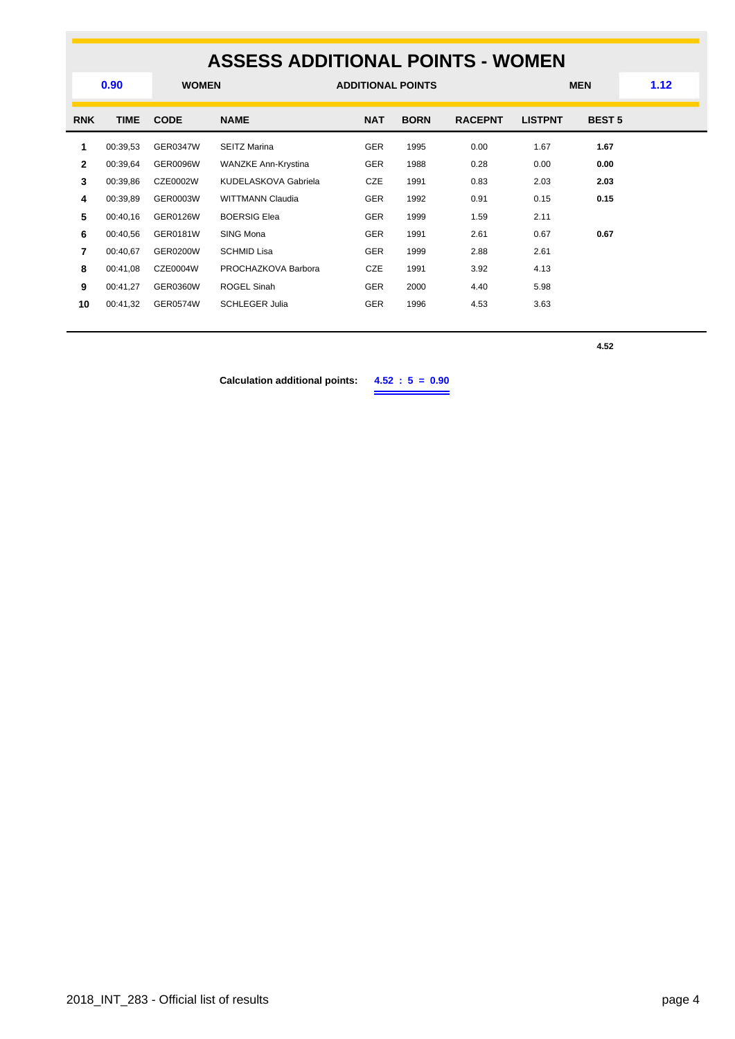# ASSESS ADDITIONAL POINTS - WOMEN

| 0.90 | WOMEN | ADDITIONAL POINTS | MEN | 1.12 |
|---|---|---|---|---|

| RNK | TIME | CODE | NAME | NAT | BORN | RACEPNT | LISTPNT | BEST 5 |
|---|---|---|---|---|---|---|---|---|
| 1 | 00:39,53 | GER0347W | SEITZ Marina | GER | 1995 | 0.00 | 1.67 | **1.67** |
| 2 | 00:39,64 | GER0096W | WANZKE Ann-Krystina | GER | 1988 | 0.28 | 0.00 | **0.00** |
| 3 | 00:39,86 | CZE0002W | KUDELASKOVA Gabriela | CZE | 1991 | 0.83 | 2.03 | **2.03** |
| 4 | 00:39,89 | GER0003W | WITTMANN Claudia | GER | 1992 | 0.91 | 0.15 | **0.15** |
| 5 | 00:40,16 | GER0126W | BOERSIG Elea | GER | 1999 | 1.59 | 2.11 | |
| 6 | 00:40,56 | GER0181W | SING Mona | GER | 1991 | 2.61 | 0.67 | **0.67** |
| 7 | 00:40,67 | GER0200W | SCHMID Lisa | GER | 1999 | 2.88 | 2.61 | |
| 8 | 00:41,08 | CZE0004W | PROCHAZKOVA Barbora | CZE | 1991 | 3.92 | 4.13 | |
| 9 | 00:41,27 | GER0360W | ROGEL Sinah | GER | 2000 | 4.40 | 5.98 | |
| 10 | 00:41,32 | GER0574W | SCHLEGER Julia | GER | 1996 | 4.53 | 3.63 | |
| | | | | | | | | **4.52** |

**Calculation additional points:** **4.52 : 5 = 0.90**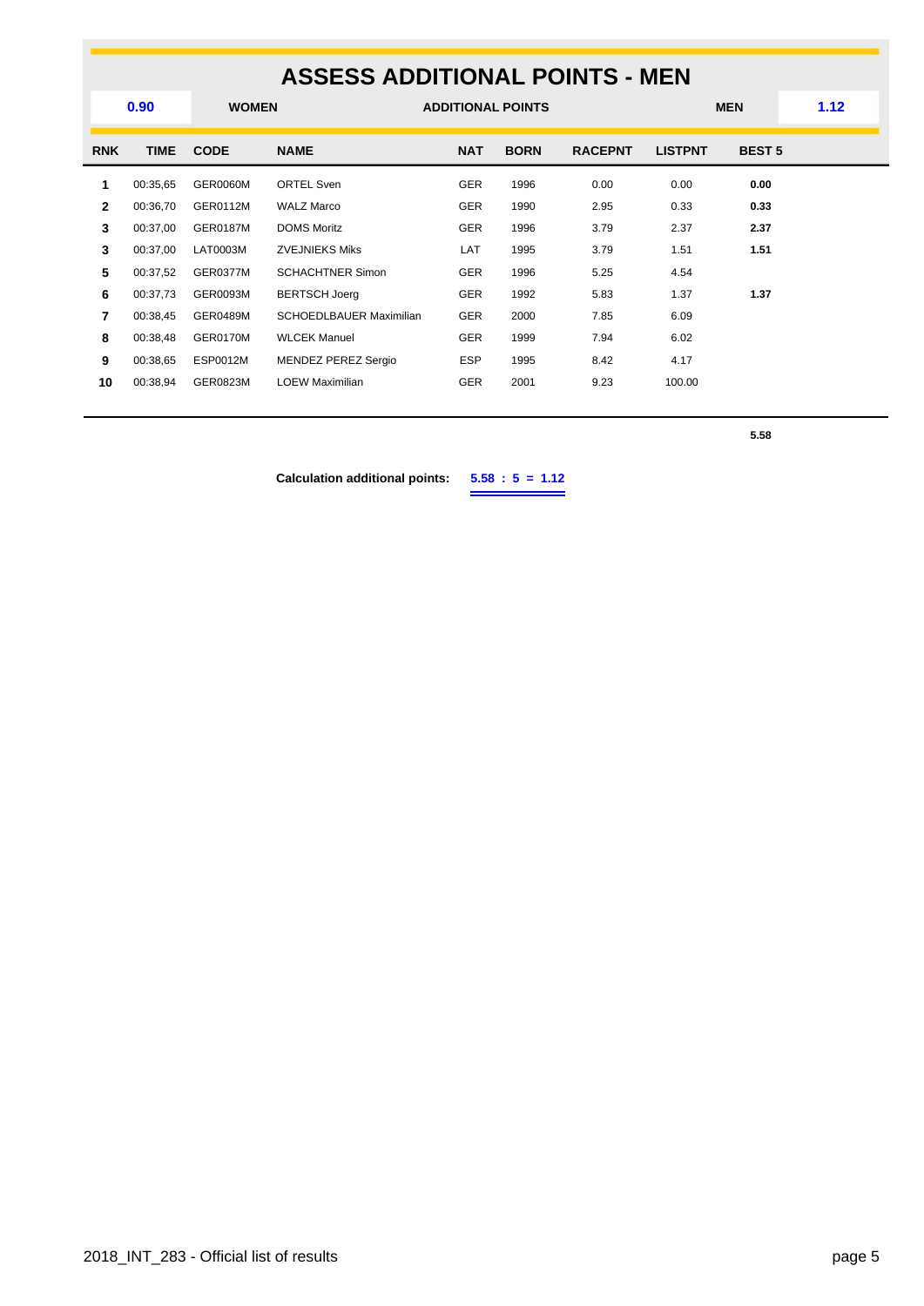# ASSESS ADDITIONAL POINTS - MEN

| 0.90 | WOMEN | ADDITIONAL POINTS | MEN | 1.12 |
|---|---|---|---|---|

| RNK | TIME | CODE | NAME | NAT | BORN | RACEPNT | LISTPNT | BEST 5 |
|---|---|---|---|---|---|---|---|---|
| 1 | 00:35,65 | GER0060M | ORTEL Sven | GER | 1996 | 0.00 | 0.00 | **0.00** |
| 2 | 00:36,70 | GER0112M | WALZ Marco | GER | 1990 | 2.95 | 0.33 | **0.33** |
| 3 | 00:37,00 | GER0187M | DOMS Moritz | GER | 1996 | 3.79 | 2.37 | **2.37** |
| 3 | 00:37,00 | LAT0003M | ZVEJNIEKS Miks | LAT | 1995 | 3.79 | 1.51 | **1.51** |
| 5 | 00:37,52 | GER0377M | SCHACHTNER Simon | GER | 1996 | 5.25 | 4.54 | |
| 6 | 00:37,73 | GER0093M | BERTSCH Joerg | GER | 1992 | 5.83 | 1.37 | **1.37** |
| 7 | 00:38,45 | GER0489M | SCHOEDLBAUER Maximilian | GER | 2000 | 7.85 | 6.09 | |
| 8 | 00:38,48 | GER0170M | WLCEK Manuel | GER | 1999 | 7.94 | 6.02 | |
| 9 | 00:38,65 | ESP0012M | MENDEZ PEREZ Sergio | ESP | 1995 | 8.42 | 4.17 | |
| 10 | 00:38,94 | GER0823M | LOEW Maximilian | GER | 2001 | 9.23 | 100.00 | |
| | | | | | | | | **5.58** |

**Calculation additional points:** **5.58 : 5 = 1.12**